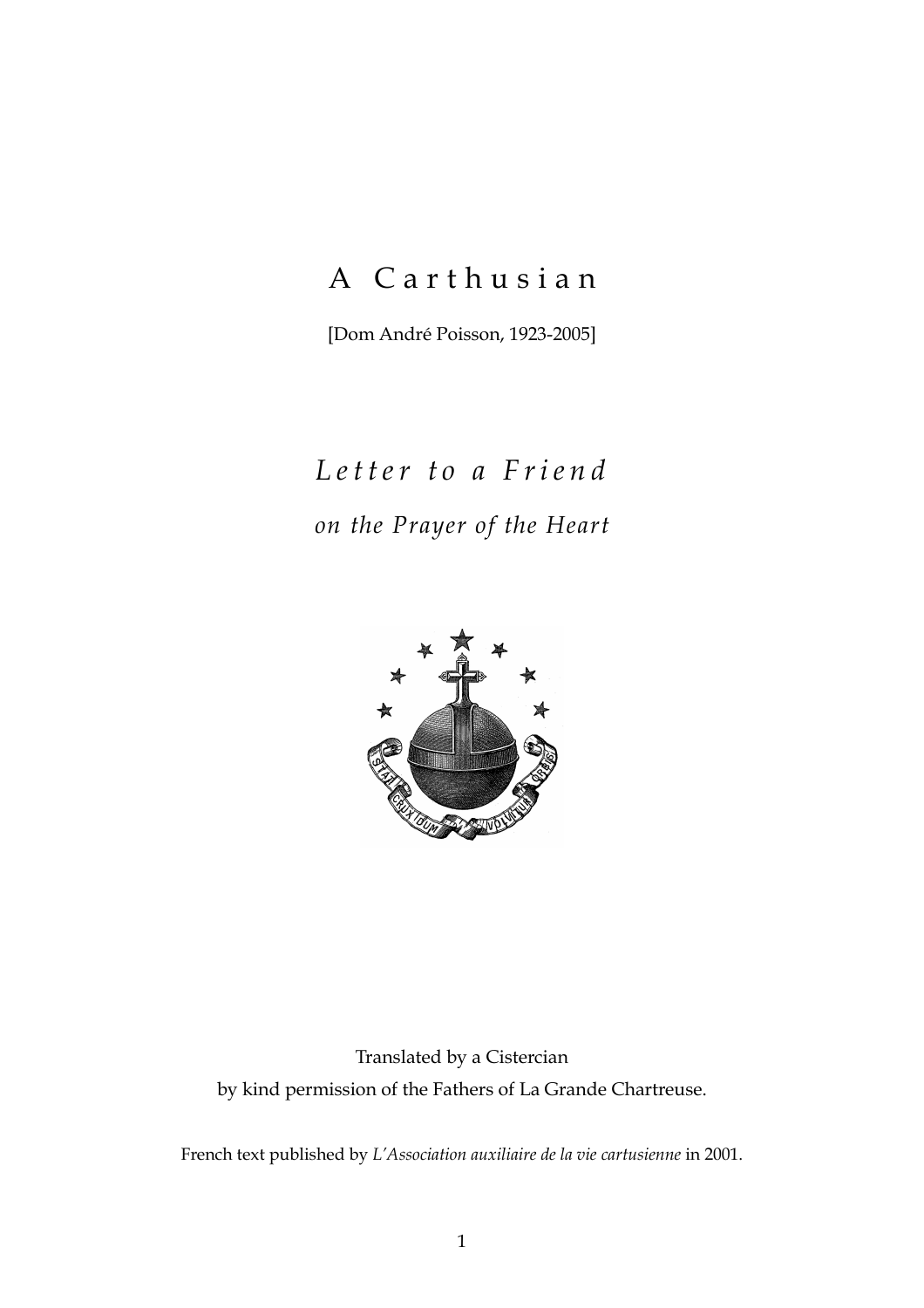# A Carthusian

[Dom André Poisson, 1923-2005]

## *Letter to a Friend*

### *on the Prayer of the Heart*

Translated by a Cistercian

by kind permission of the Fathers of La Grande Chartreuse.

French text published by *L'Association auxiliaire de la vie cartusienne* in 2001.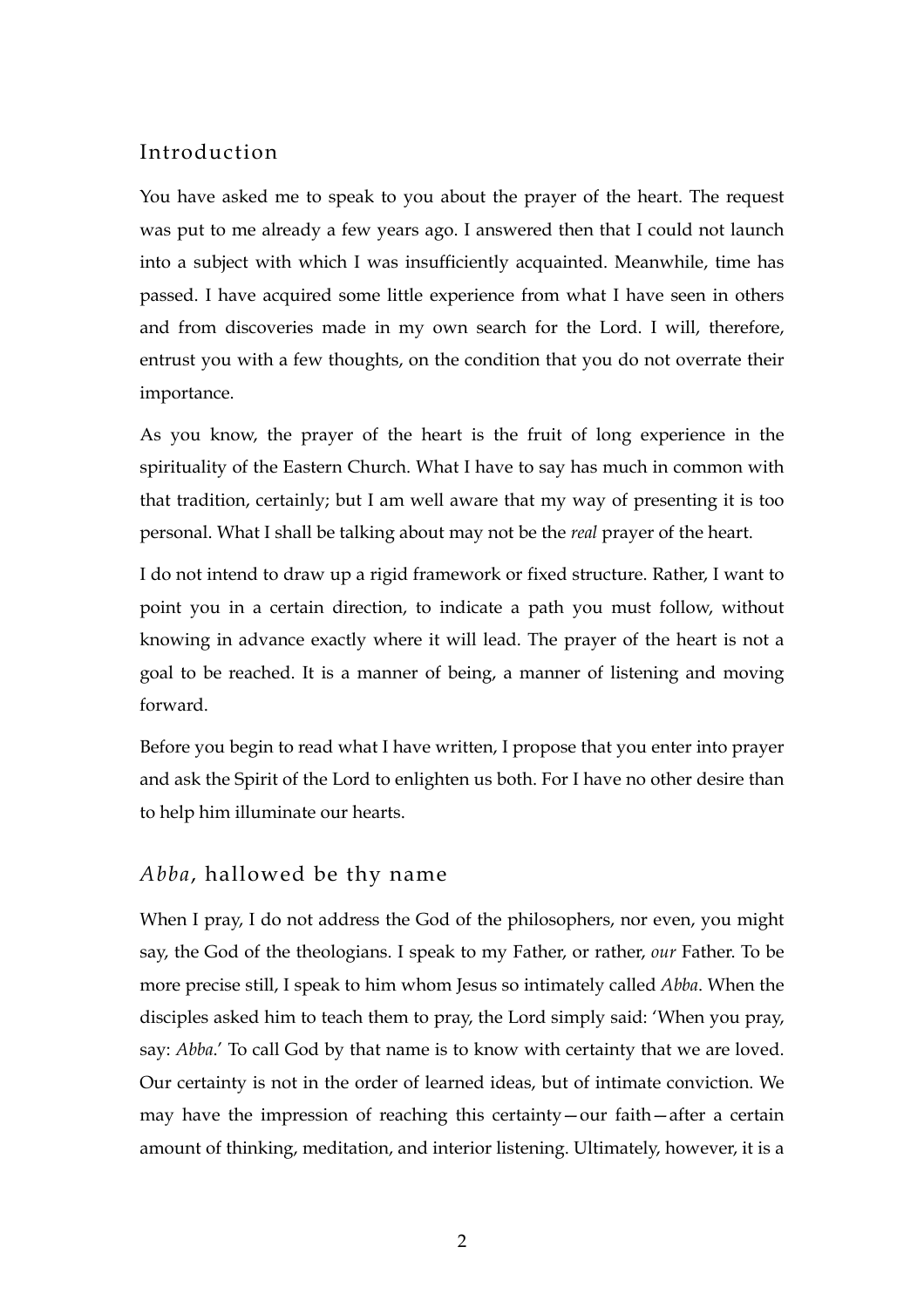## Introduction

You have asked me to speak to you about the prayer of the heart. The request was put to me already a few years ago. I answered then that I could not launch into a subject with which I was insufficiently acquainted. Meanwhile, time has passed. I have acquired some little experience from what I have seen in others and from discoveries made in my own search for the Lord. I will, therefore, entrust you with a few thoughts, on the condition that you do not overrate their importance.

As you know, the prayer of the heart is the fruit of long experience in the spirituality of the Eastern Church. What I have to say has much in common with that tradition, certainly; but I am well aware that my way of presenting it is too personal. What I shall be talking about may not be the *real* prayer of the heart.

I do not intend to draw up a rigid framework or fixed structure. Rather, I want to point you in a certain direction, to indicate a path you must follow, without knowing in advance exactly where it will lead. The prayer of the heart is not a goal to be reached. It is a manner of being, a manner of listening and moving forward.

Before you begin to read what I have written, I propose that you enter into prayer and ask the Spirit of the Lord to enlighten us both. For I have no other desire than to help him illuminate our hearts.

## *Abba*, hallowed be thy name

When I pray, I do not address the God of the philosophers, nor even, you might say, the God of the theologians. I speak to my Father, or rather, *our* Father. To be more precise still, I speak to him whom Jesus so intimately called *Abba*. When the disciples asked him to teach them to pray, the Lord simply said: 'When you pray, say: *Abba*.' To call God by that name is to know with certainty that we are loved. Our certainty is not in the order of learned ideas, but of intimate conviction. We may have the impression of reaching this certainty—our faith—after a certain amount of thinking, meditation, and interior listening. Ultimately, however, it is a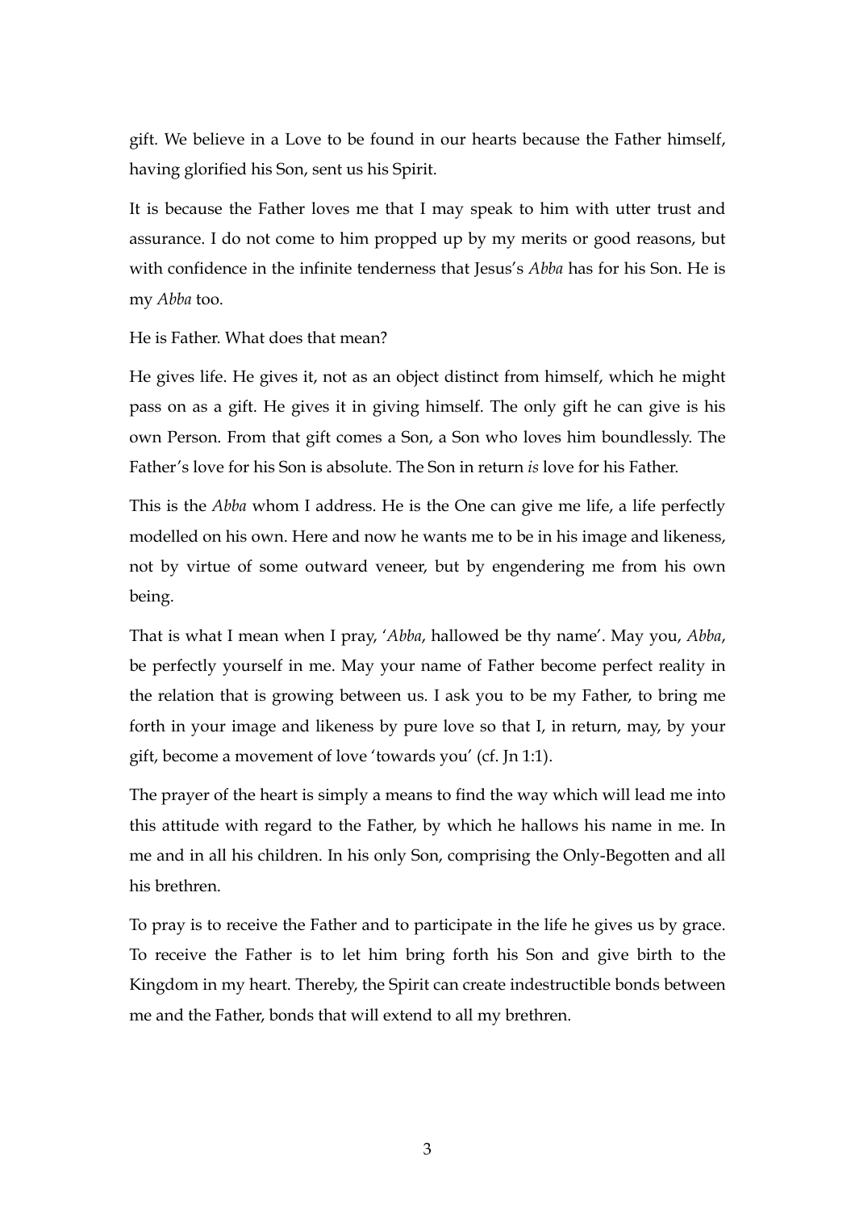gift. We believe in a Love to be found in our hearts because the Father himself, having glorified his Son, sent us his Spirit.

It is because the Father loves me that I may speak to him with utter trust and assurance. I do not come to him propped up by my merits or good reasons, but with confidence in the infinite tenderness that Jesus's *Abba* has for his Son. He is my *Abba* too.

He is Father. What does that mean?

He gives life. He gives it, not as an object distinct from himself, which he might pass on as a gift. He gives it in giving himself. The only gift he can give is his own Person. From that gift comes a Son, a Son who loves him boundlessly. The Father's love for his Son is absolute. The Son in return *is* love for his Father.

This is the *Abba* whom I address. He is the One can give me life, a life perfectly modelled on his own. Here and now he wants me to be in his image and likeness, not by virtue of some outward veneer, but by engendering me from his own being.

That is what I mean when I pray, '*Abba*, hallowed be thy name'. May you, *Abba*, be perfectly yourself in me. May your name of Father become perfect reality in the relation that is growing between us. I ask you to be my Father, to bring me forth in your image and likeness by pure love so that I, in return, may, by your gift, become a movement of love 'towards you' (cf. Jn 1:1).

The prayer of the heart is simply a means to find the way which will lead me into this attitude with regard to the Father, by which he hallows his name in me. In me and in all his children. In his only Son, comprising the Only-Begotten and all his brethren.

To pray is to receive the Father and to participate in the life he gives us by grace. To receive the Father is to let him bring forth his Son and give birth to the Kingdom in my heart. Thereby, the Spirit can create indestructible bonds between me and the Father, bonds that will extend to all my brethren.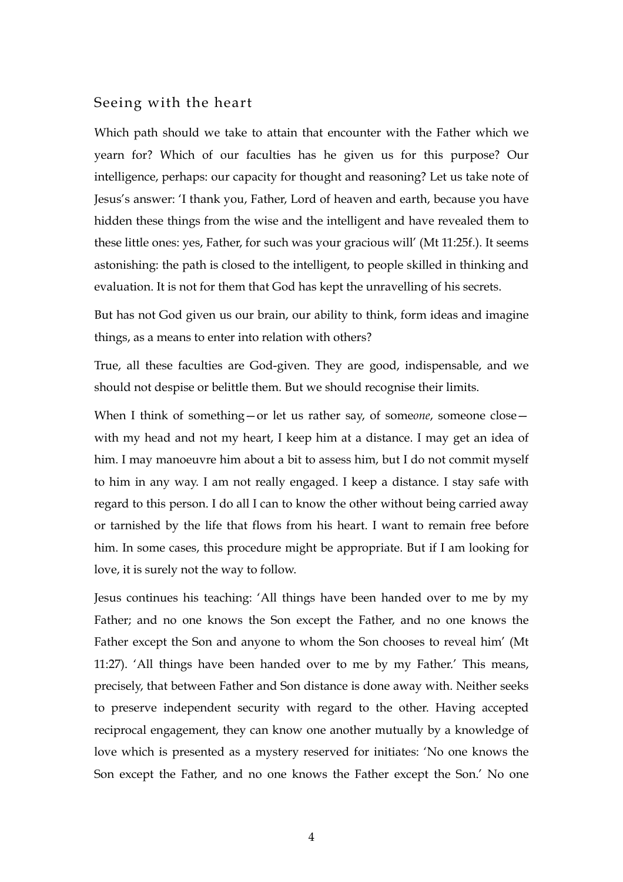## Seeing with the heart

Which path should we take to attain that encounter with the Father which we yearn for? Which of our faculties has he given us for this purpose? Our intelligence, perhaps: our capacity for thought and reasoning? Let us take note of Jesus's answer: 'I thank you, Father, Lord of heaven and earth, because you have hidden these things from the wise and the intelligent and have revealed them to these little ones: yes, Father, for such was your gracious will' (Mt 11:25f.). It seems astonishing: the path is closed to the intelligent, to people skilled in thinking and evaluation. It is not for them that God has kept the unravelling of his secrets.

But has not God given us our brain, our ability to think, form ideas and imagine things, as a means to enter into relation with others?

True, all these faculties are God-given. They are good, indispensable, and we should not despise or belittle them. But we should recognise their limits.

When I think of something—or let us rather say, of some*one*, someone close—with my head and not my heart, I keep him at a distance. I may get an idea of him. I may manoeuvre him about a bit to assess him, but I do not commit myself to him in any way. I am not really engaged. I keep a distance. I stay safe with regard to this person. I do all I can to know the other without being carried away or tarnished by the life that flows from his heart. I want to remain free before him. In some cases, this procedure might be appropriate. But if I am looking for love, it is surely not the way to follow.

Jesus continues his teaching: 'All things have been handed over to me by my Father; and no one knows the Son except the Father, and no one knows the Father except the Son and anyone to whom the Son chooses to reveal him' (Mt 11:27). 'All things have been handed over to me by my Father.' This means, precisely, that between Father and Son distance is done away with. Neither seeks to preserve independent security with regard to the other. Having accepted reciprocal engagement, they can know one another mutually by a knowledge of love which is presented as a mystery reserved for initiates: 'No one knows the Son except the Father, and no one knows the Father except the Son.' No one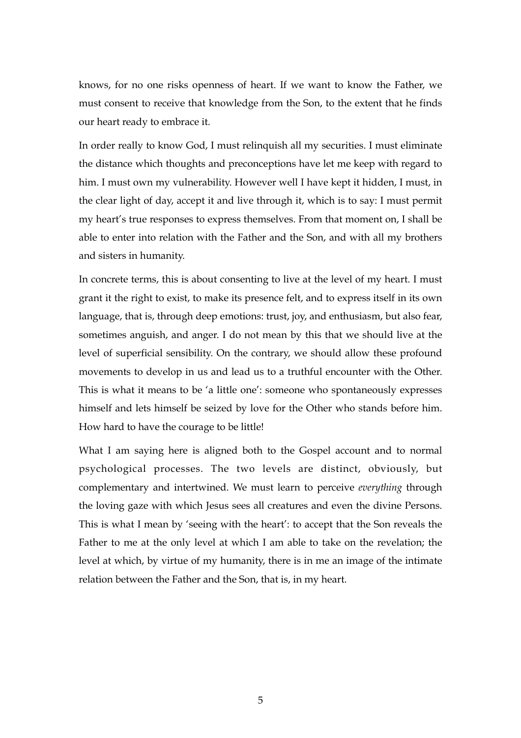knows, for no one risks openness of heart. If we want to know the Father, we must consent to receive that knowledge from the Son, to the extent that he finds our heart ready to embrace it.

In order really to know God, I must relinquish all my securities. I must eliminate the distance which thoughts and preconceptions have let me keep with regard to him. I must own my vulnerability. However well I have kept it hidden, I must, in the clear light of day, accept it and live through it, which is to say: I must permit my heart's true responses to express themselves. From that moment on, I shall be able to enter into relation with the Father and the Son, and with all my brothers and sisters in humanity.

In concrete terms, this is about consenting to live at the level of my heart. I must grant it the right to exist, to make its presence felt, and to express itself in its own language, that is, through deep emotions: trust, joy, and enthusiasm, but also fear, sometimes anguish, and anger. I do not mean by this that we should live at the level of superficial sensibility. On the contrary, we should allow these profound movements to develop in us and lead us to a truthful encounter with the Other. This is what it means to be 'a little one': someone who spontaneously expresses himself and lets himself be seized by love for the Other who stands before him. How hard to have the courage to be little!

What I am saying here is aligned both to the Gospel account and to normal psychological processes. The two levels are distinct, obviously, but complementary and intertwined. We must learn to perceive *everything* through the loving gaze with which Jesus sees all creatures and even the divine Persons. This is what I mean by 'seeing with the heart': to accept that the Son reveals the Father to me at the only level at which I am able to take on the revelation; the level at which, by virtue of my humanity, there is in me an image of the intimate relation between the Father and the Son, that is, in my heart.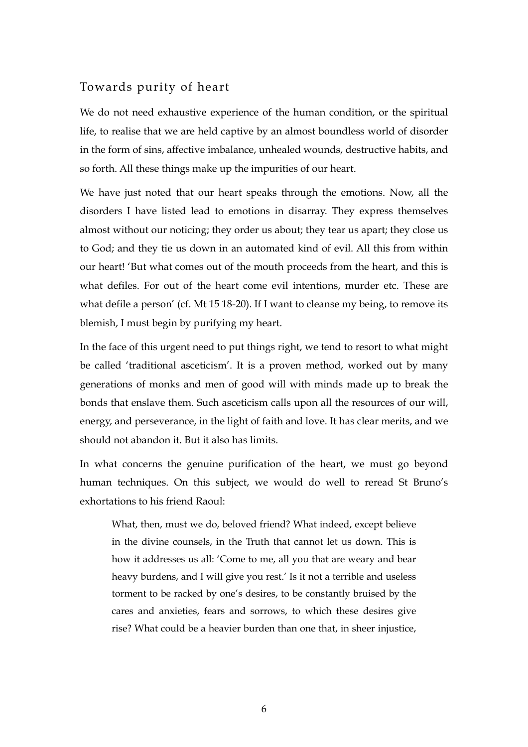## Towards purity of heart

We do not need exhaustive experience of the human condition, or the spiritual life, to realise that we are held captive by an almost boundless world of disorder in the form of sins, affective imbalance, unhealed wounds, destructive habits, and so forth. All these things make up the impurities of our heart.

We have just noted that our heart speaks through the emotions. Now, all the disorders I have listed lead to emotions in disarray. They express themselves almost without our noticing; they order us about; they tear us apart; they close us to God; and they tie us down in an automated kind of evil. All this from within our heart! 'But what comes out of the mouth proceeds from the heart, and this is what defiles. For out of the heart come evil intentions, murder etc. These are what defile a person' (cf. Mt 15 18-20). If I want to cleanse my being, to remove its blemish, I must begin by purifying my heart.

In the face of this urgent need to put things right, we tend to resort to what might be called 'traditional asceticism'. It is a proven method, worked out by many generations of monks and men of good will with minds made up to break the bonds that enslave them. Such asceticism calls upon all the resources of our will, energy, and perseverance, in the light of faith and love. It has clear merits, and we should not abandon it. But it also has limits.

In what concerns the genuine purification of the heart, we must go beyond human techniques. On this subject, we would do well to reread St Bruno's exhortations to his friend Raoul:

> What, then, must we do, beloved friend? What indeed, except believe in the divine counsels, in the Truth that cannot let us down. This is how it addresses us all: 'Come to me, all you that are weary and bear heavy burdens, and I will give you rest.' Is it not a terrible and useless torment to be racked by one's desires, to be constantly bruised by the cares and anxieties, fears and sorrows, to which these desires give rise? What could be a heavier burden than one that, in sheer injustice,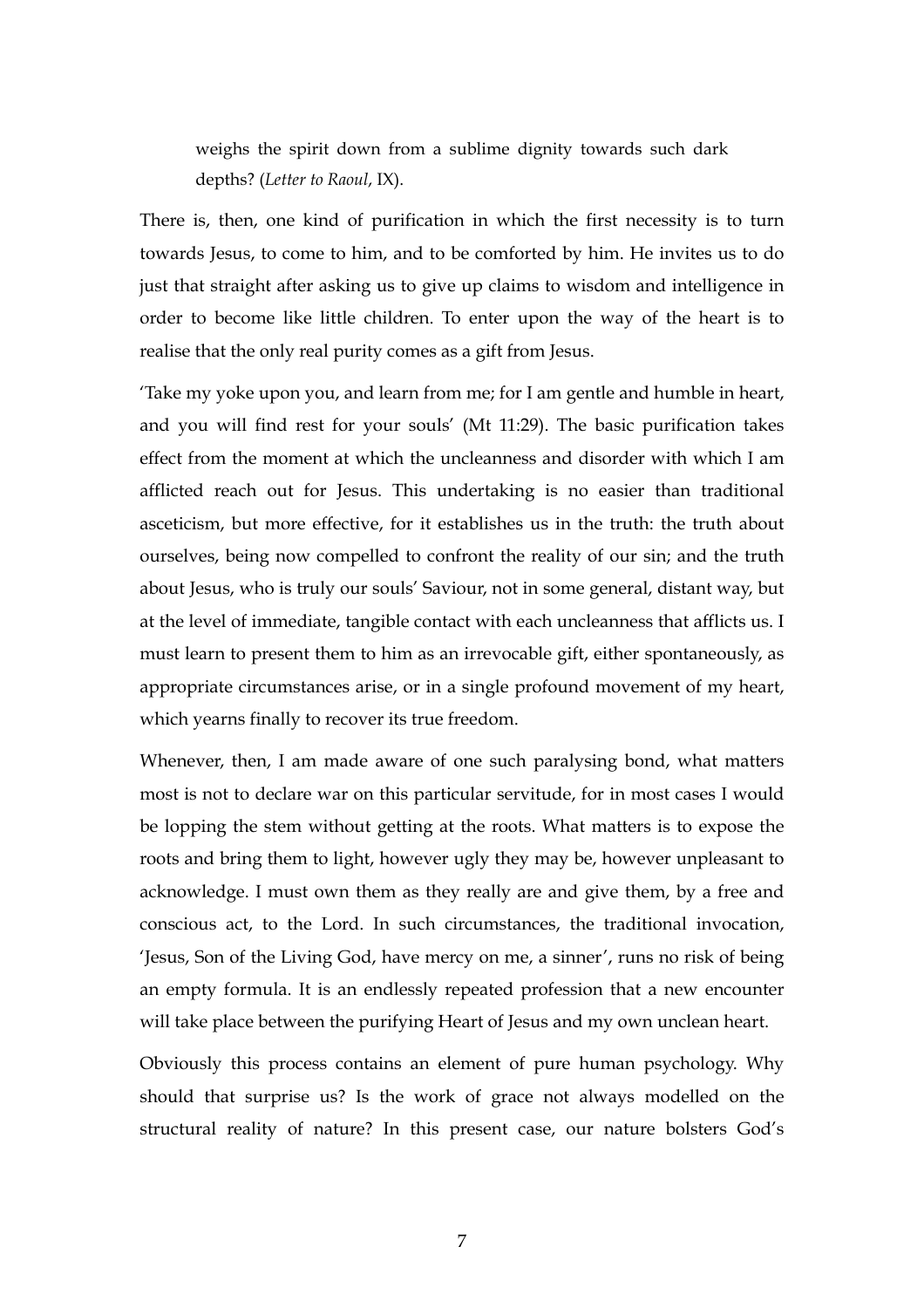> weighs the spirit down from a sublime dignity towards such dark depths? (*Letter to Raoul*, IX).

There is, then, one kind of purification in which the first necessity is to turn towards Jesus, to come to him, and to be comforted by him. He invites us to do just that straight after asking us to give up claims to wisdom and intelligence in order to become like little children. To enter upon the way of the heart is to realise that the only real purity comes as a gift from Jesus.

'Take my yoke upon you, and learn from me; for I am gentle and humble in heart, and you will find rest for your souls' (Mt 11:29). The basic purification takes effect from the moment at which the uncleanness and disorder with which I am afflicted reach out for Jesus. This undertaking is no easier than traditional asceticism, but more effective, for it establishes us in the truth: the truth about ourselves, being now compelled to confront the reality of our sin; and the truth about Jesus, who is truly our souls' Saviour, not in some general, distant way, but at the level of immediate, tangible contact with each uncleanness that afflicts us. I must learn to present them to him as an irrevocable gift, either spontaneously, as appropriate circumstances arise, or in a single profound movement of my heart, which yearns finally to recover its true freedom.

Whenever, then, I am made aware of one such paralysing bond, what matters most is not to declare war on this particular servitude, for in most cases I would be lopping the stem without getting at the roots. What matters is to expose the roots and bring them to light, however ugly they may be, however unpleasant to acknowledge. I must own them as they really are and give them, by a free and conscious act, to the Lord. In such circumstances, the traditional invocation, 'Jesus, Son of the Living God, have mercy on me, a sinner', runs no risk of being an empty formula. It is an endlessly repeated profession that a new encounter will take place between the purifying Heart of Jesus and my own unclean heart.

Obviously this process contains an element of pure human psychology. Why should that surprise us? Is the work of grace not always modelled on the structural reality of nature? In this present case, our nature bolsters God's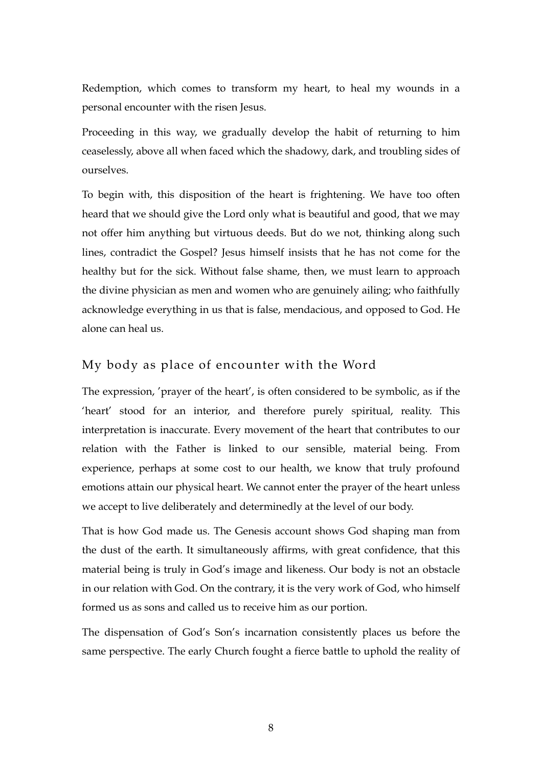Redemption, which comes to transform my heart, to heal my wounds in a personal encounter with the risen Jesus.

Proceeding in this way, we gradually develop the habit of returning to him ceaselessly, above all when faced which the shadowy, dark, and troubling sides of ourselves.

To begin with, this disposition of the heart is frightening. We have too often heard that we should give the Lord only what is beautiful and good, that we may not offer him anything but virtuous deeds. But do we not, thinking along such lines, contradict the Gospel? Jesus himself insists that he has not come for the healthy but for the sick. Without false shame, then, we must learn to approach the divine physician as men and women who are genuinely ailing; who faithfully acknowledge everything in us that is false, mendacious, and opposed to God. He alone can heal us.

## My body as place of encounter with the Word

The expression, 'prayer of the heart', is often considered to be symbolic, as if the 'heart' stood for an interior, and therefore purely spiritual, reality. This interpretation is inaccurate. Every movement of the heart that contributes to our relation with the Father is linked to our sensible, material being. From experience, perhaps at some cost to our health, we know that truly profound emotions attain our physical heart. We cannot enter the prayer of the heart unless we accept to live deliberately and determinedly at the level of our body.

That is how God made us. The Genesis account shows God shaping man from the dust of the earth. It simultaneously affirms, with great confidence, that this material being is truly in God's image and likeness. Our body is not an obstacle in our relation with God. On the contrary, it is the very work of God, who himself formed us as sons and called us to receive him as our portion.

The dispensation of God's Son's incarnation consistently places us before the same perspective. The early Church fought a fierce battle to uphold the reality of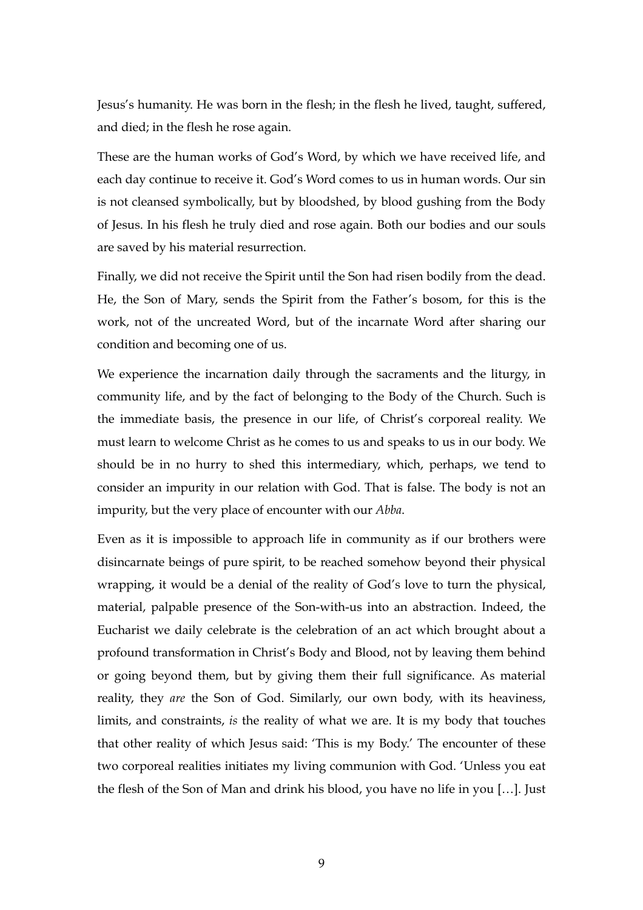Jesus's humanity. He was born in the flesh; in the flesh he lived, taught, suffered, and died; in the flesh he rose again.

These are the human works of God's Word, by which we have received life, and each day continue to receive it. God's Word comes to us in human words. Our sin is not cleansed symbolically, but by bloodshed, by blood gushing from the Body of Jesus. In his flesh he truly died and rose again. Both our bodies and our souls are saved by his material resurrection.

Finally, we did not receive the Spirit until the Son had risen bodily from the dead. He, the Son of Mary, sends the Spirit from the Father's bosom, for this is the work, not of the uncreated Word, but of the incarnate Word after sharing our condition and becoming one of us.

We experience the incarnation daily through the sacraments and the liturgy, in community life, and by the fact of belonging to the Body of the Church. Such is the immediate basis, the presence in our life, of Christ's corporeal reality. We must learn to welcome Christ as he comes to us and speaks to us in our body. We should be in no hurry to shed this intermediary, which, perhaps, we tend to consider an impurity in our relation with God. That is false. The body is not an impurity, but the very place of encounter with our *Abba*.

Even as it is impossible to approach life in community as if our brothers were disincarnate beings of pure spirit, to be reached somehow beyond their physical wrapping, it would be a denial of the reality of God's love to turn the physical, material, palpable presence of the Son-with-us into an abstraction. Indeed, the Eucharist we daily celebrate is the celebration of an act which brought about a profound transformation in Christ's Body and Blood, not by leaving them behind or going beyond them, but by giving them their full significance. As material reality, they *are* the Son of God. Similarly, our own body, with its heaviness, limits, and constraints, *is* the reality of what we are. It is my body that touches that other reality of which Jesus said: 'This is my Body.' The encounter of these two corporeal realities initiates my living communion with God. 'Unless you eat the flesh of the Son of Man and drink his blood, you have no life in you […]. Just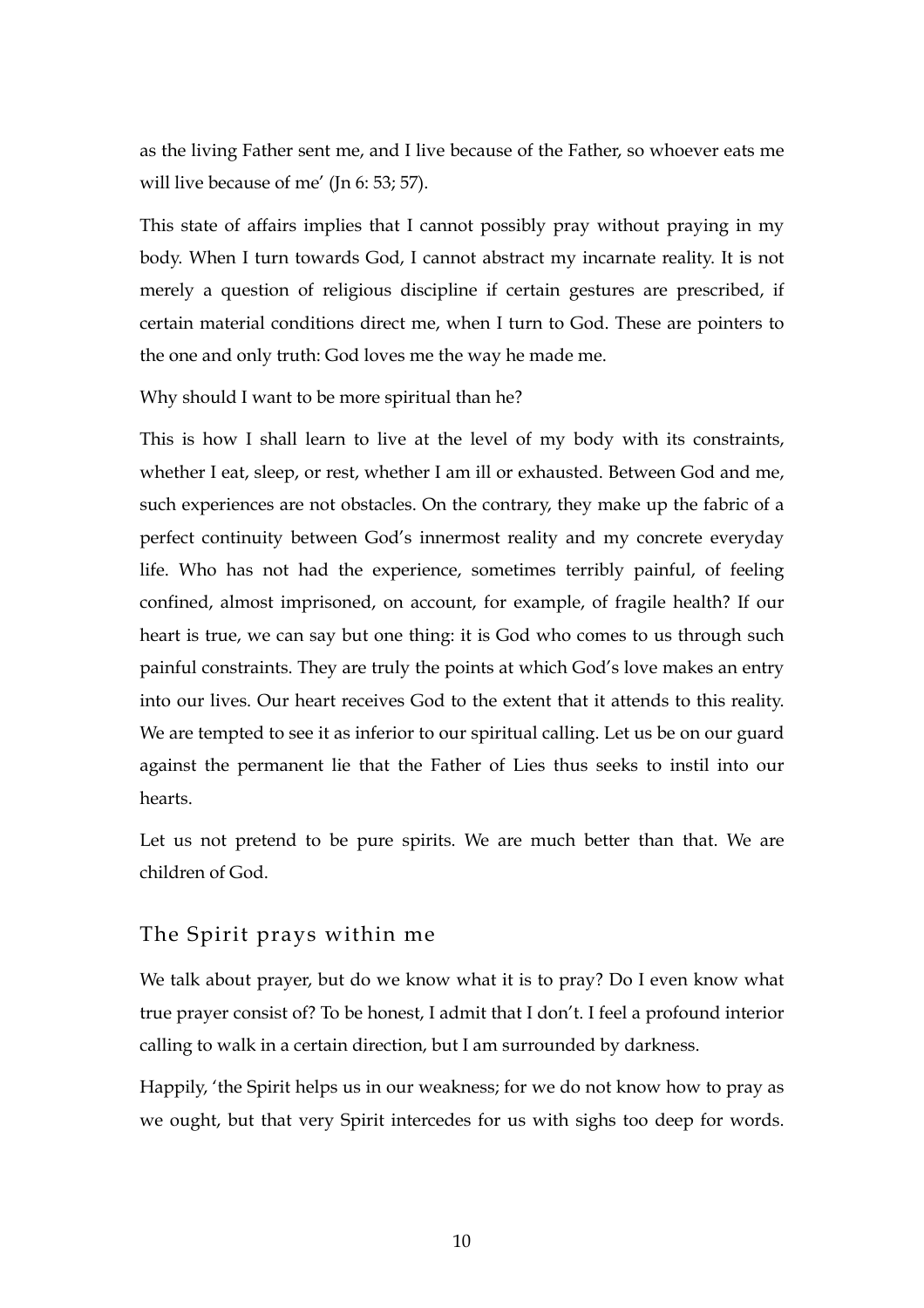as the living Father sent me, and I live because of the Father, so whoever eats me will live because of me' (Jn 6: 53; 57).

This state of affairs implies that I cannot possibly pray without praying in my body. When I turn towards God, I cannot abstract my incarnate reality. It is not merely a question of religious discipline if certain gestures are prescribed, if certain material conditions direct me, when I turn to God. These are pointers to the one and only truth: God loves me the way he made me.

Why should I want to be more spiritual than he?

This is how I shall learn to live at the level of my body with its constraints, whether I eat, sleep, or rest, whether I am ill or exhausted. Between God and me, such experiences are not obstacles. On the contrary, they make up the fabric of a perfect continuity between God's innermost reality and my concrete everyday life. Who has not had the experience, sometimes terribly painful, of feeling confined, almost imprisoned, on account, for example, of fragile health? If our heart is true, we can say but one thing: it is God who comes to us through such painful constraints. They are truly the points at which God's love makes an entry into our lives. Our heart receives God to the extent that it attends to this reality. We are tempted to see it as inferior to our spiritual calling. Let us be on our guard against the permanent lie that the Father of Lies thus seeks to instil into our hearts.

Let us not pretend to be pure spirits. We are much better than that. We are children of God.

## The Spirit prays within me

We talk about prayer, but do we know what it is to pray? Do I even know what true prayer consist of? To be honest, I admit that I don't. I feel a profound interior calling to walk in a certain direction, but I am surrounded by darkness.

Happily, 'the Spirit helps us in our weakness; for we do not know how to pray as we ought, but that very Spirit intercedes for us with sighs too deep for words.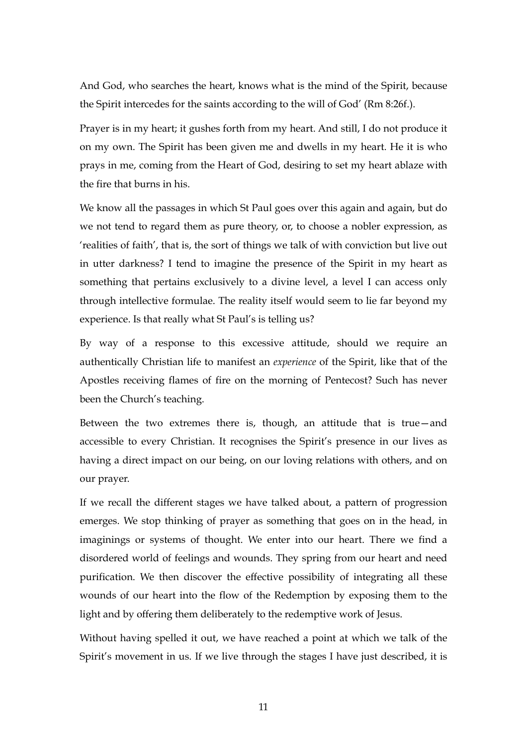And God, who searches the heart, knows what is the mind of the Spirit, because the Spirit intercedes for the saints according to the will of God' (Rm 8:26f.).

Prayer is in my heart; it gushes forth from my heart. And still, I do not produce it on my own. The Spirit has been given me and dwells in my heart. He it is who prays in me, coming from the Heart of God, desiring to set my heart ablaze with the fire that burns in his.

We know all the passages in which St Paul goes over this again and again, but do we not tend to regard them as pure theory, or, to choose a nobler expression, as 'realities of faith', that is, the sort of things we talk of with conviction but live out in utter darkness? I tend to imagine the presence of the Spirit in my heart as something that pertains exclusively to a divine level, a level I can access only through intellective formulae. The reality itself would seem to lie far beyond my experience. Is that really what St Paul's is telling us?

By way of a response to this excessive attitude, should we require an authentically Christian life to manifest an *experience* of the Spirit, like that of the Apostles receiving flames of fire on the morning of Pentecost? Such has never been the Church's teaching.

Between the two extremes there is, though, an attitude that is true—and accessible to every Christian. It recognises the Spirit's presence in our lives as having a direct impact on our being, on our loving relations with others, and on our prayer.

If we recall the different stages we have talked about, a pattern of progression emerges. We stop thinking of prayer as something that goes on in the head, in imaginings or systems of thought. We enter into our heart. There we find a disordered world of feelings and wounds. They spring from our heart and need purification. We then discover the effective possibility of integrating all these wounds of our heart into the flow of the Redemption by exposing them to the light and by offering them deliberately to the redemptive work of Jesus.

Without having spelled it out, we have reached a point at which we talk of the Spirit's movement in us. If we live through the stages I have just described, it is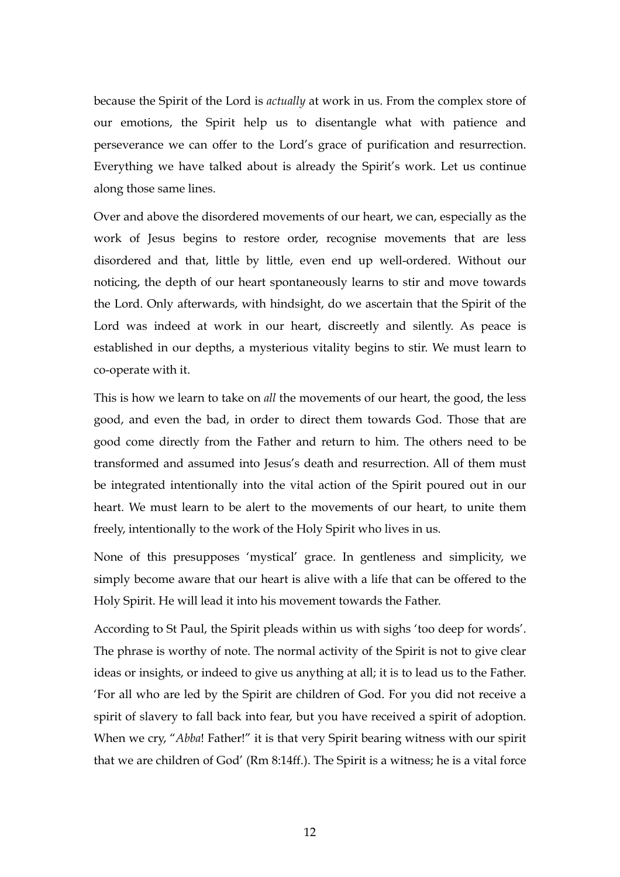because the Spirit of the Lord is *actually* at work in us. From the complex store of our emotions, the Spirit help us to disentangle what with patience and perseverance we can offer to the Lord's grace of purification and resurrection. Everything we have talked about is already the Spirit's work. Let us continue along those same lines.

Over and above the disordered movements of our heart, we can, especially as the work of Jesus begins to restore order, recognise movements that are less disordered and that, little by little, even end up well-ordered. Without our noticing, the depth of our heart spontaneously learns to stir and move towards the Lord. Only afterwards, with hindsight, do we ascertain that the Spirit of the Lord was indeed at work in our heart, discreetly and silently. As peace is established in our depths, a mysterious vitality begins to stir. We must learn to co-operate with it.

This is how we learn to take on *all* the movements of our heart, the good, the less good, and even the bad, in order to direct them towards God. Those that are good come directly from the Father and return to him. The others need to be transformed and assumed into Jesus's death and resurrection. All of them must be integrated intentionally into the vital action of the Spirit poured out in our heart. We must learn to be alert to the movements of our heart, to unite them freely, intentionally to the work of the Holy Spirit who lives in us.

None of this presupposes 'mystical' grace. In gentleness and simplicity, we simply become aware that our heart is alive with a life that can be offered to the Holy Spirit. He will lead it into his movement towards the Father.

According to St Paul, the Spirit pleads within us with sighs 'too deep for words'. The phrase is worthy of note. The normal activity of the Spirit is not to give clear ideas or insights, or indeed to give us anything at all; it is to lead us to the Father. 'For all who are led by the Spirit are children of God. For you did not receive a spirit of slavery to fall back into fear, but you have received a spirit of adoption. When we cry, "*Abba*! Father!" it is that very Spirit bearing witness with our spirit that we are children of God' (Rm 8:14ff.). The Spirit is a witness; he is a vital force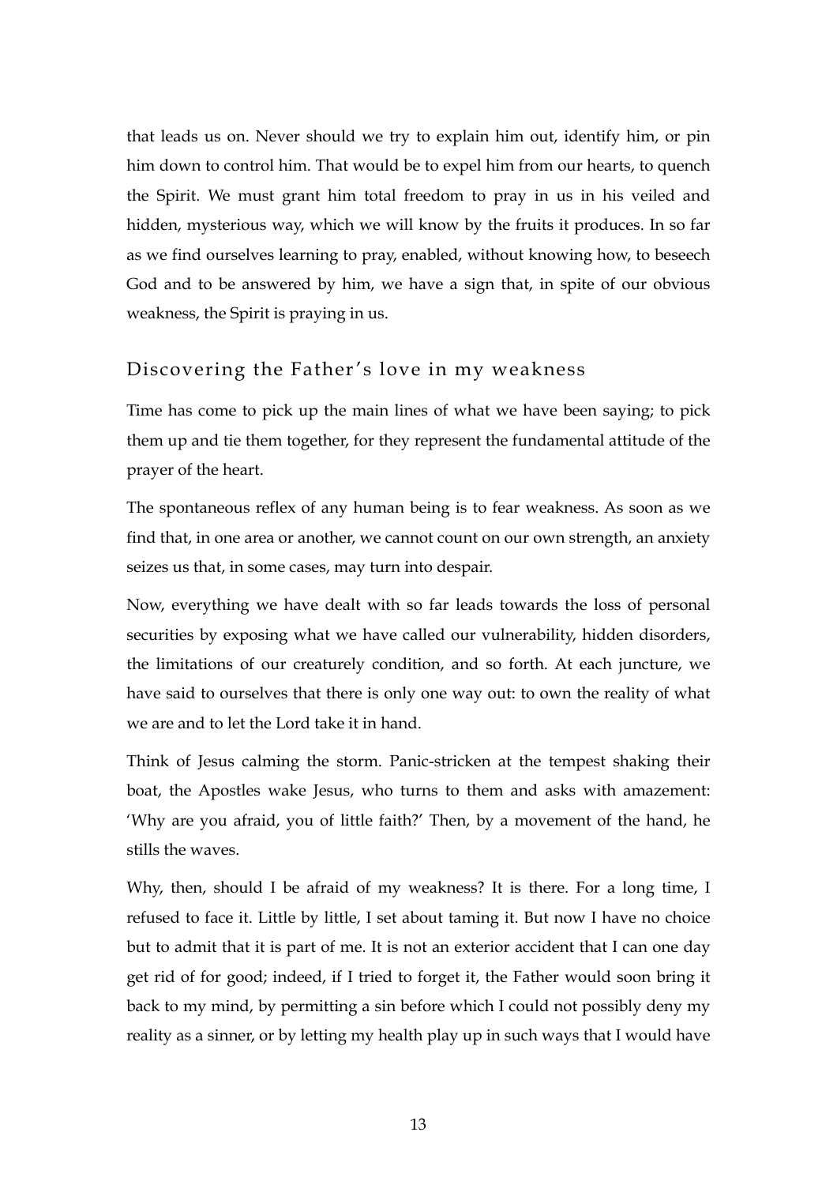that leads us on. Never should we try to explain him out, identify him, or pin him down to control him. That would be to expel him from our hearts, to quench the Spirit. We must grant him total freedom to pray in us in his veiled and hidden, mysterious way, which we will know by the fruits it produces. In so far as we find ourselves learning to pray, enabled, without knowing how, to beseech God and to be answered by him, we have a sign that, in spite of our obvious weakness, the Spirit is praying in us.

## Discovering the Father's love in my weakness

Time has come to pick up the main lines of what we have been saying; to pick them up and tie them together, for they represent the fundamental attitude of the prayer of the heart.

The spontaneous reflex of any human being is to fear weakness. As soon as we find that, in one area or another, we cannot count on our own strength, an anxiety seizes us that, in some cases, may turn into despair.

Now, everything we have dealt with so far leads towards the loss of personal securities by exposing what we have called our vulnerability, hidden disorders, the limitations of our creaturely condition, and so forth. At each juncture, we have said to ourselves that there is only one way out: to own the reality of what we are and to let the Lord take it in hand.

Think of Jesus calming the storm. Panic-stricken at the tempest shaking their boat, the Apostles wake Jesus, who turns to them and asks with amazement: 'Why are you afraid, you of little faith?' Then, by a movement of the hand, he stills the waves.

Why, then, should I be afraid of my weakness? It is there. For a long time, I refused to face it. Little by little, I set about taming it. But now I have no choice but to admit that it is part of me. It is not an exterior accident that I can one day get rid of for good; indeed, if I tried to forget it, the Father would soon bring it back to my mind, by permitting a sin before which I could not possibly deny my reality as a sinner, or by letting my health play up in such ways that I would have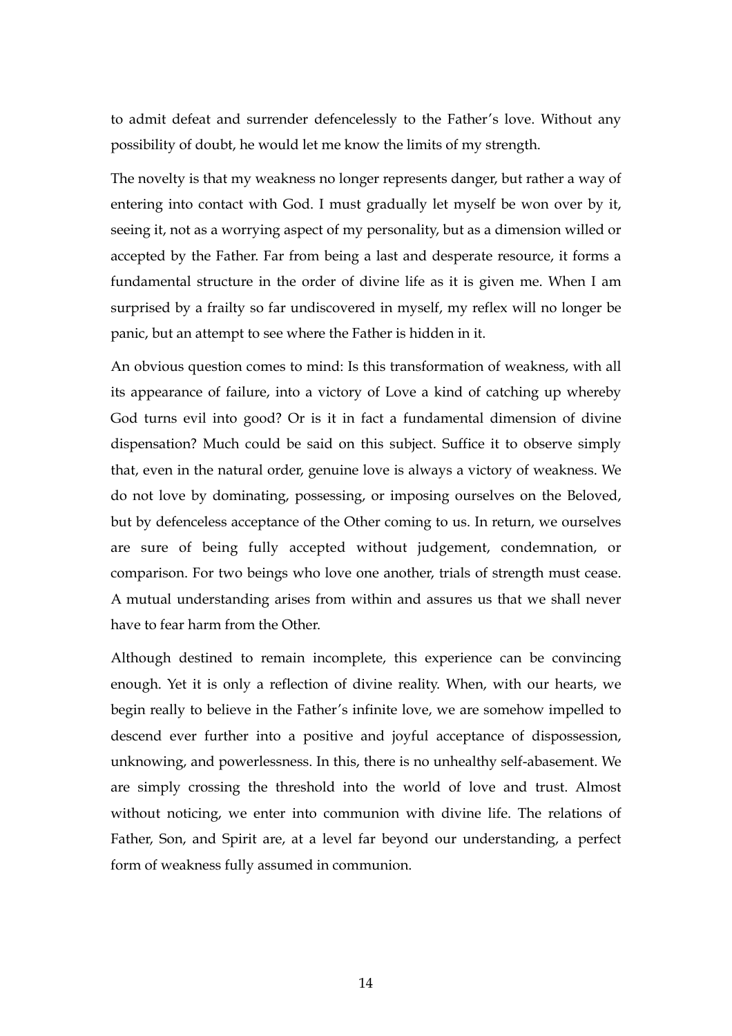to admit defeat and surrender defencelessly to the Father's love. Without any possibility of doubt, he would let me know the limits of my strength.

The novelty is that my weakness no longer represents danger, but rather a way of entering into contact with God. I must gradually let myself be won over by it, seeing it, not as a worrying aspect of my personality, but as a dimension willed or accepted by the Father. Far from being a last and desperate resource, it forms a fundamental structure in the order of divine life as it is given me. When I am surprised by a frailty so far undiscovered in myself, my reflex will no longer be panic, but an attempt to see where the Father is hidden in it.

An obvious question comes to mind: Is this transformation of weakness, with all its appearance of failure, into a victory of Love a kind of catching up whereby God turns evil into good? Or is it in fact a fundamental dimension of divine dispensation? Much could be said on this subject. Suffice it to observe simply that, even in the natural order, genuine love is always a victory of weakness. We do not love by dominating, possessing, or imposing ourselves on the Beloved, but by defenceless acceptance of the Other coming to us. In return, we ourselves are sure of being fully accepted without judgement, condemnation, or comparison. For two beings who love one another, trials of strength must cease. A mutual understanding arises from within and assures us that we shall never have to fear harm from the Other.

Although destined to remain incomplete, this experience can be convincing enough. Yet it is only a reflection of divine reality. When, with our hearts, we begin really to believe in the Father's infinite love, we are somehow impelled to descend ever further into a positive and joyful acceptance of dispossession, unknowing, and powerlessness. In this, there is no unhealthy self-abasement. We are simply crossing the threshold into the world of love and trust. Almost without noticing, we enter into communion with divine life. The relations of Father, Son, and Spirit are, at a level far beyond our understanding, a perfect form of weakness fully assumed in communion.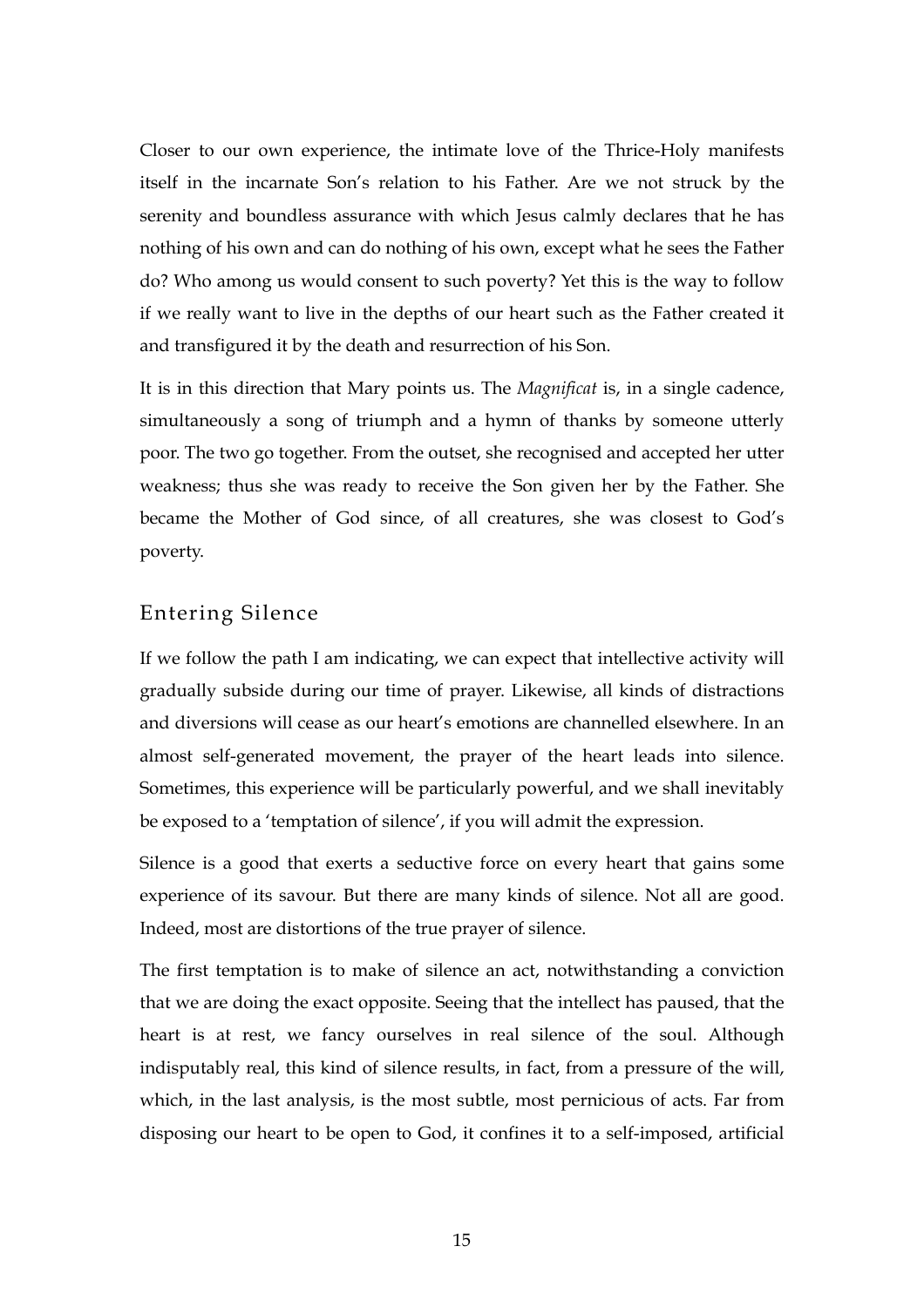Closer to our own experience, the intimate love of the Thrice-Holy manifests itself in the incarnate Son's relation to his Father. Are we not struck by the serenity and boundless assurance with which Jesus calmly declares that he has nothing of his own and can do nothing of his own, except what he sees the Father do? Who among us would consent to such poverty? Yet this is the way to follow if we really want to live in the depths of our heart such as the Father created it and transfigured it by the death and resurrection of his Son.

It is in this direction that Mary points us. The *Magnificat* is, in a single cadence, simultaneously a song of triumph and a hymn of thanks by someone utterly poor. The two go together. From the outset, she recognised and accepted her utter weakness; thus she was ready to receive the Son given her by the Father. She became the Mother of God since, of all creatures, she was closest to God's poverty.

## Entering Silence

If we follow the path I am indicating, we can expect that intellective activity will gradually subside during our time of prayer. Likewise, all kinds of distractions and diversions will cease as our heart's emotions are channelled elsewhere. In an almost self-generated movement, the prayer of the heart leads into silence. Sometimes, this experience will be particularly powerful, and we shall inevitably be exposed to a 'temptation of silence', if you will admit the expression.

Silence is a good that exerts a seductive force on every heart that gains some experience of its savour. But there are many kinds of silence. Not all are good. Indeed, most are distortions of the true prayer of silence.

The first temptation is to make of silence an act, notwithstanding a conviction that we are doing the exact opposite. Seeing that the intellect has paused, that the heart is at rest, we fancy ourselves in real silence of the soul. Although indisputably real, this kind of silence results, in fact, from a pressure of the will, which, in the last analysis, is the most subtle, most pernicious of acts. Far from disposing our heart to be open to God, it confines it to a self-imposed, artificial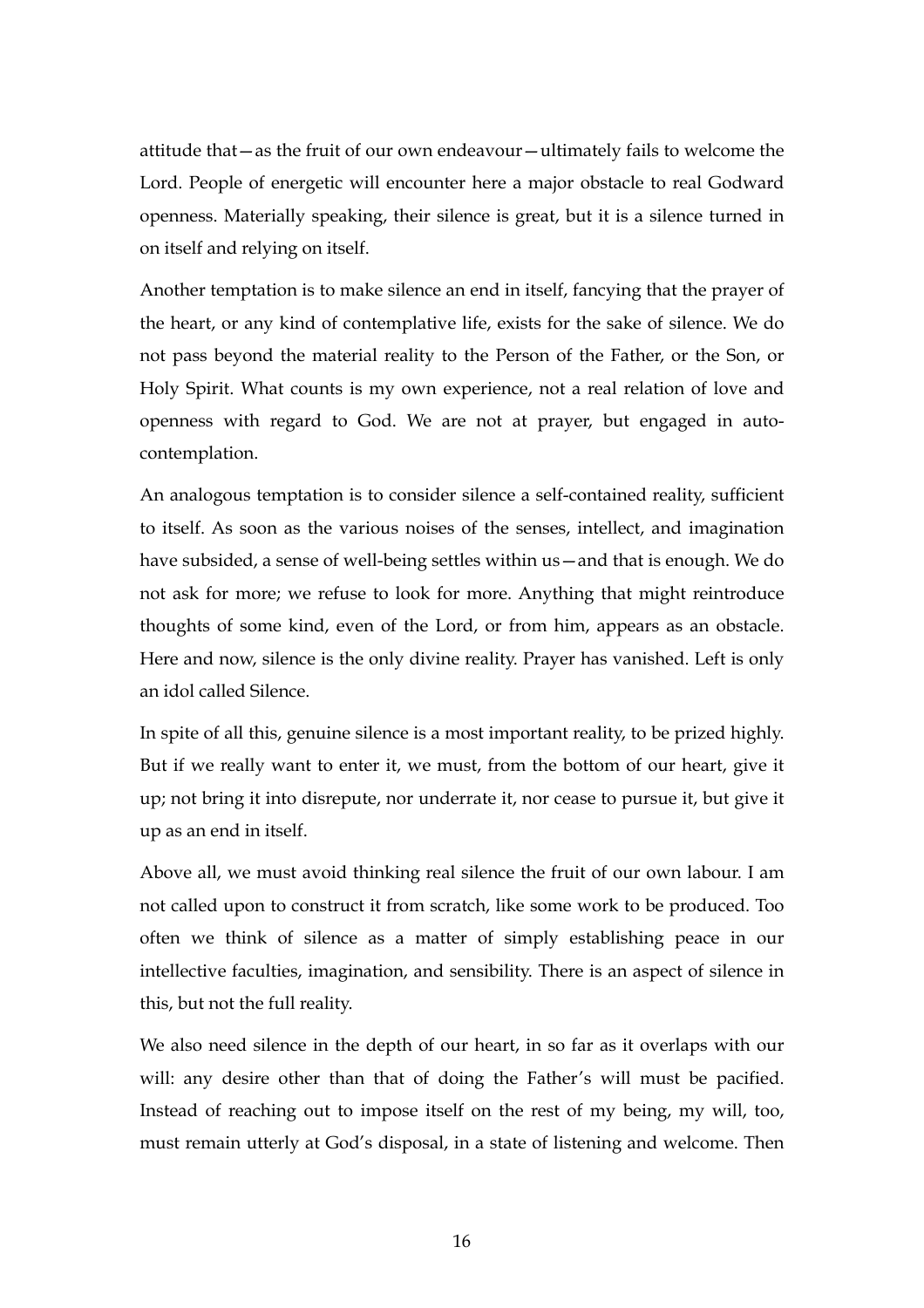attitude that—as the fruit of our own endeavour—ultimately fails to welcome the Lord. People of energetic will encounter here a major obstacle to real Godward openness. Materially speaking, their silence is great, but it is a silence turned in on itself and relying on itself.

Another temptation is to make silence an end in itself, fancying that the prayer of the heart, or any kind of contemplative life, exists for the sake of silence. We do not pass beyond the material reality to the Person of the Father, or the Son, or Holy Spirit. What counts is my own experience, not a real relation of love and openness with regard to God. We are not at prayer, but engaged in auto-contemplation.

An analogous temptation is to consider silence a self-contained reality, sufficient to itself. As soon as the various noises of the senses, intellect, and imagination have subsided, a sense of well-being settles within us—and that is enough. We do not ask for more; we refuse to look for more. Anything that might reintroduce thoughts of some kind, even of the Lord, or from him, appears as an obstacle. Here and now, silence is the only divine reality. Prayer has vanished. Left is only an idol called Silence.

In spite of all this, genuine silence is a most important reality, to be prized highly. But if we really want to enter it, we must, from the bottom of our heart, give it up; not bring it into disrepute, nor underrate it, nor cease to pursue it, but give it up as an end in itself.

Above all, we must avoid thinking real silence the fruit of our own labour. I am not called upon to construct it from scratch, like some work to be produced. Too often we think of silence as a matter of simply establishing peace in our intellective faculties, imagination, and sensibility. There is an aspect of silence in this, but not the full reality.

We also need silence in the depth of our heart, in so far as it overlaps with our will: any desire other than that of doing the Father's will must be pacified. Instead of reaching out to impose itself on the rest of my being, my will, too, must remain utterly at God's disposal, in a state of listening and welcome. Then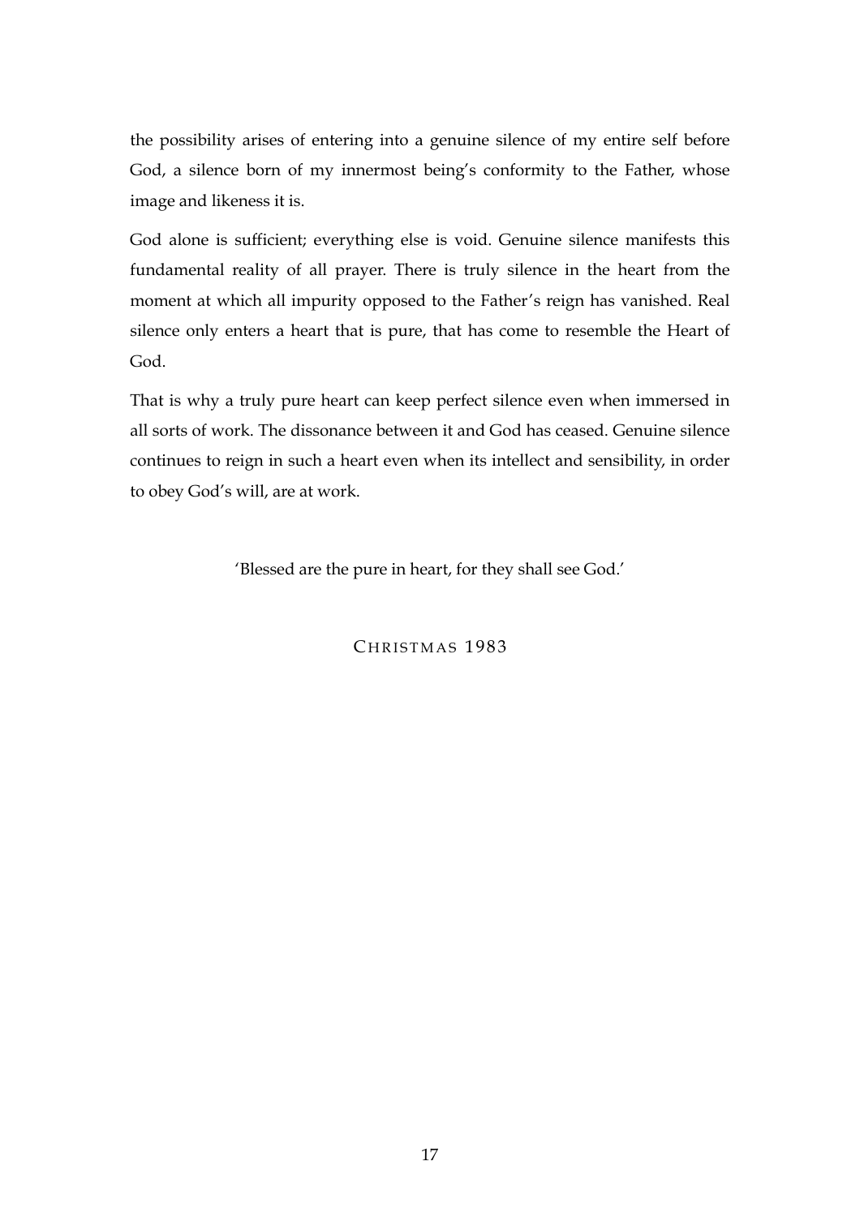the possibility arises of entering into a genuine silence of my entire self before God, a silence born of my innermost being's conformity to the Father, whose image and likeness it is.

God alone is sufficient; everything else is void. Genuine silence manifests this fundamental reality of all prayer. There is truly silence in the heart from the moment at which all impurity opposed to the Father's reign has vanished. Real silence only enters a heart that is pure, that has come to resemble the Heart of God.

That is why a truly pure heart can keep perfect silence even when immersed in all sorts of work. The dissonance between it and God has ceased. Genuine silence continues to reign in such a heart even when its intellect and sensibility, in order to obey God's will, are at work.

'Blessed are the pure in heart, for they shall see God.'

CHRISTMAS 1983